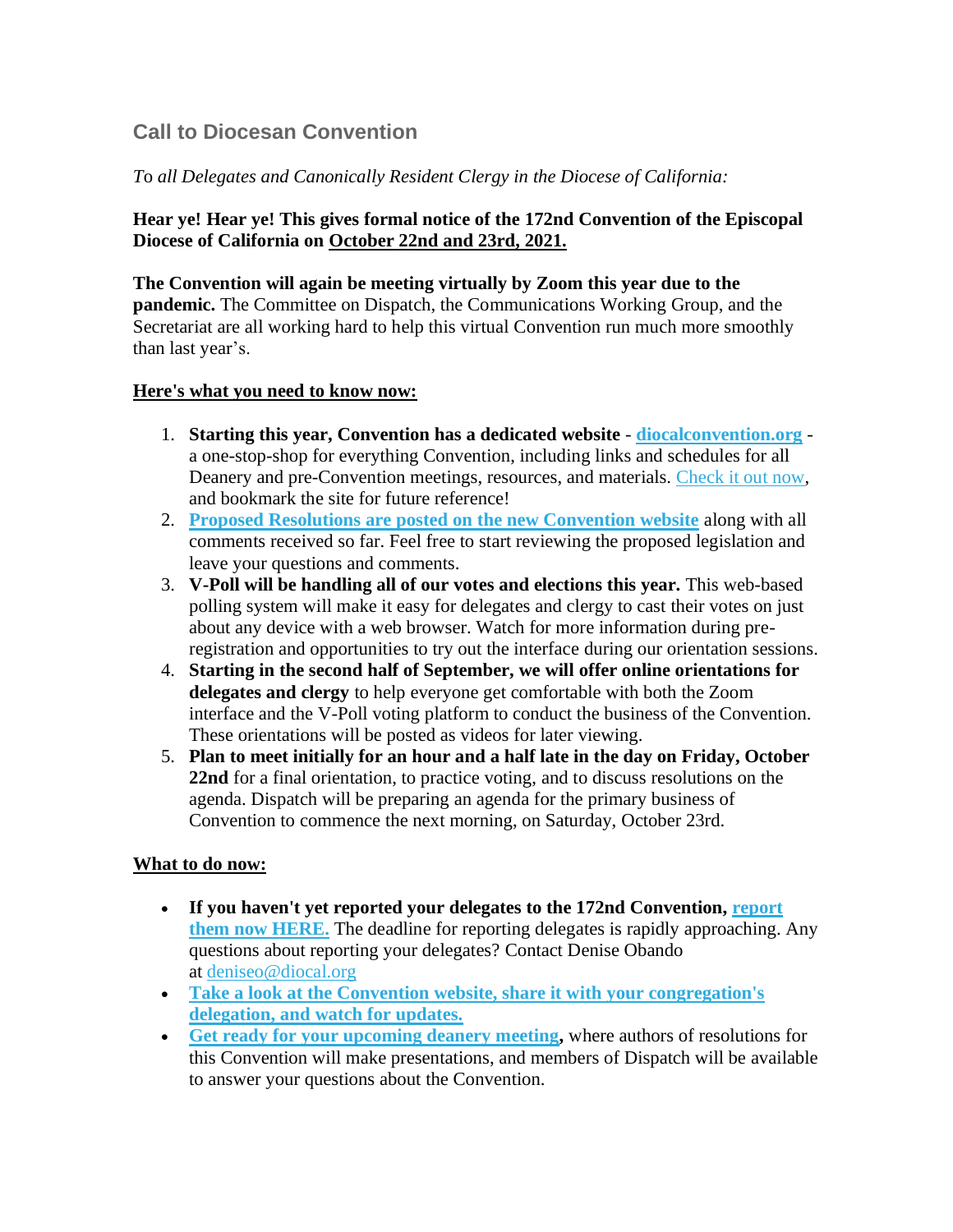## Call to Diocesan Convention

*To all Delegates and Canonically Resident Clergy in the Diocese of California:*

**Hear ye! Hear ye! This gives formal notice of the 172nd Convention of the Episcopal Diocese of California on October 22nd and 23rd, 2021.**

**The Convention will again be meeting virtually by Zoom this year due to the pandemic.** The Committee on Dispatch, the Communications Working Group, and the Secretariat are all working hard to help this virtual Convention run much more smoothly than last year's.

**Here's what you need to know now:**

1. **Starting this year, Convention has a dedicated website** - **diocalconvention.org** - a one-stop-shop for everything Convention, including links and schedules for all Deanery and pre-Convention meetings, resources, and materials. Check it out now, and bookmark the site for future reference!
2. **Proposed Resolutions are posted on the new Convention website** along with all comments received so far. Feel free to start reviewing the proposed legislation and leave your questions and comments.
3. **V-Poll will be handling all of our votes and elections this year.** This web-based polling system will make it easy for delegates and clergy to cast their votes on just about any device with a web browser. Watch for more information during pre-registration and opportunities to try out the interface during our orientation sessions.
4. **Starting in the second half of September, we will offer online orientations for delegates and clergy** to help everyone get comfortable with both the Zoom interface and the V-Poll voting platform to conduct the business of the Convention. These orientations will be posted as videos for later viewing.
5. **Plan to meet initially for an hour and a half late in the day on Friday, October 22nd** for a final orientation, to practice voting, and to discuss resolutions on the agenda. Dispatch will be preparing an agenda for the primary business of Convention to commence the next morning, on Saturday, October 23rd.

**What to do now:**

- **If you haven't yet reported your delegates to the 172nd Convention, report them now HERE.** The deadline for reporting delegates is rapidly approaching. Any questions about reporting your delegates? Contact Denise Obando at deniseo@diocal.org
- **Take a look at the Convention website, share it with your congregation's delegation, and watch for updates.**
- **Get ready for your upcoming deanery meeting**, where authors of resolutions for this Convention will make presentations, and members of Dispatch will be available to answer your questions about the Convention.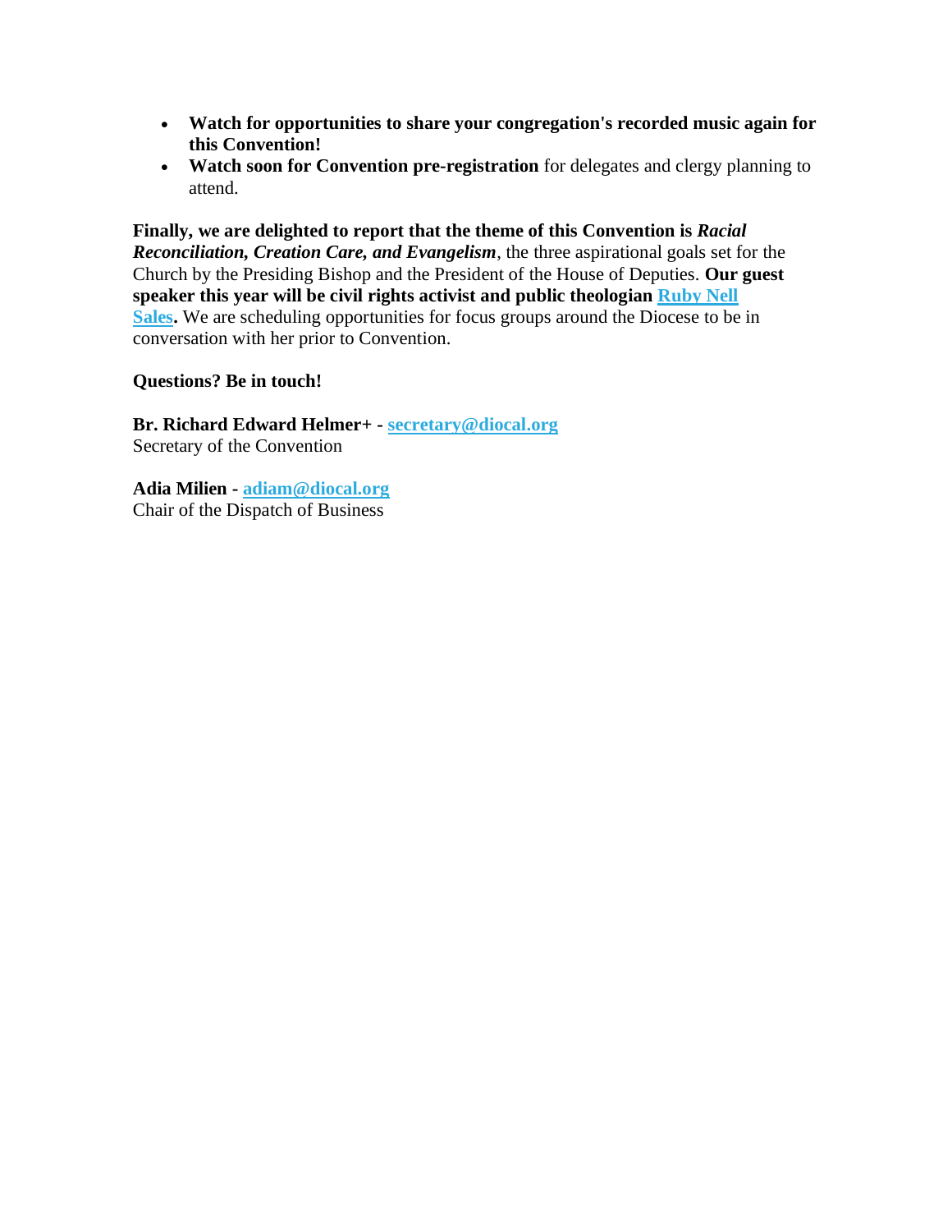- **Watch for opportunities to share your congregation's recorded music again for this Convention!**
- **Watch soon for Convention pre-registration** for delegates and clergy planning to attend.

**Finally, we are delighted to report that the theme of this Convention is *Racial Reconciliation, Creation Care, and Evangelism***, the three aspirational goals set for the Church by the Presiding Bishop and the President of the House of Deputies. **Our guest speaker this year will be civil rights activist and public theologian Ruby Nell Sales.** We are scheduling opportunities for focus groups around the Diocese to be in conversation with her prior to Convention.

**Questions? Be in touch!**

**Br. Richard Edward Helmer+ - secretary@diocal.org**
Secretary of the Convention

**Adia Milien - adiam@diocal.org**
Chair of the Dispatch of Business